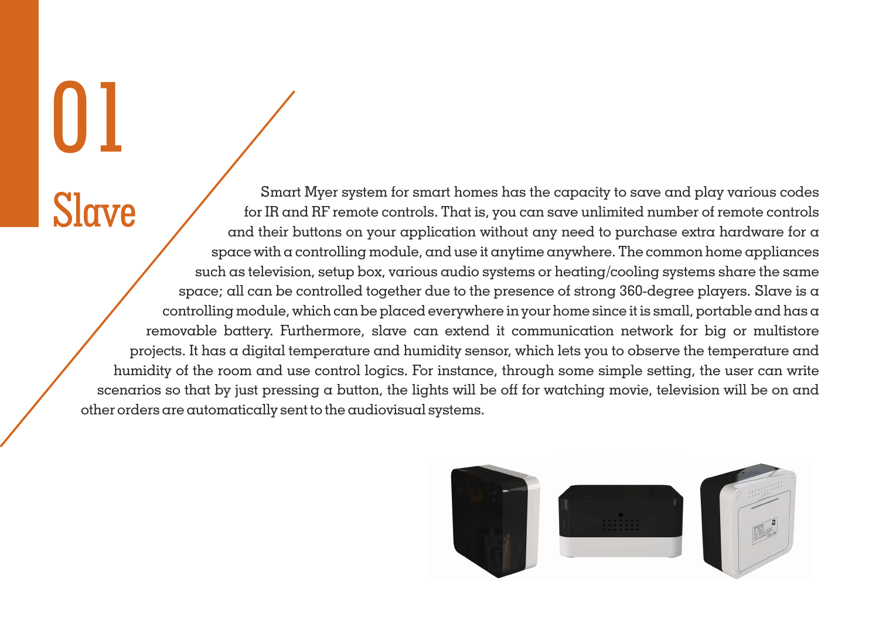# 01

## Slave

Smart Myer system for smart homes has the capacity to save and play various codes for IR and RF remote controls. That is, you can save unlimited number of remote controls and their buttons on your application without any need to purchase extra hardware for a space with a controlling module, and use it anytime anywhere. The common home appliances such as television, setup box, various audio systems or heating/cooling systems share the same space; all can be controlled together due to the presence of strong 360-degree players. Slave is a controlling module, which can be placed everywhere in your home since it is small, portable and has a removable battery. Furthermore, slave can extend it communication network for big or multistore projects. It has a digital temperature and humidity sensor, which lets you to observe the temperature and humidity of the room and use control logics. For instance, through some simple setting, the user can write scenarios so that by just pressing a button, the lights will be off for watching movie, television will be on and other orders are automatically sent to the audiovisual systems.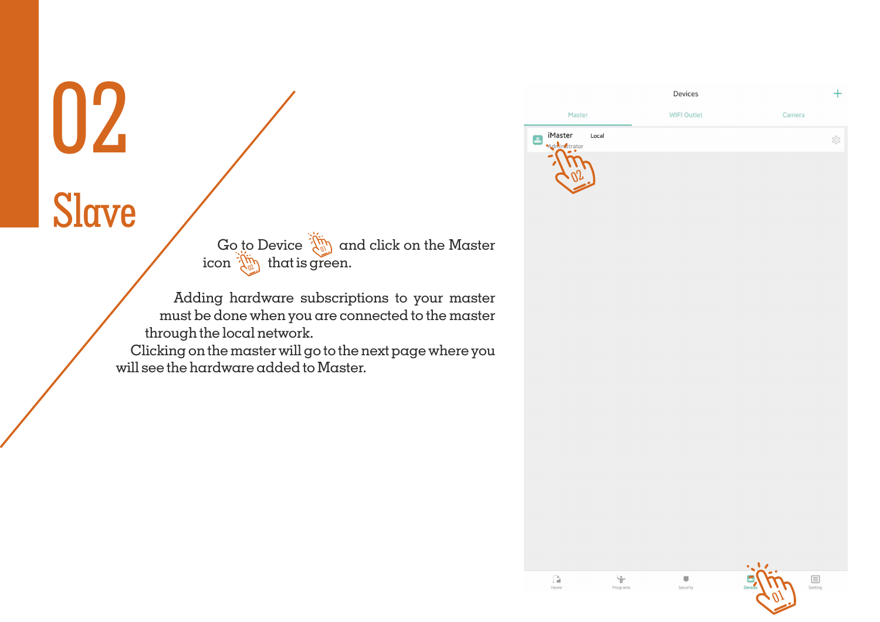# 02

## Slave

Go to Device and click on the Master icon that is green.

Adding hardware subscriptions to your master must be done when you are connected to the master through the local network.

Clicking on the master will go to the next page where you will see the hardware added to Master.

Devices

Master WIFI Outlet Camera

iMaster Local

Administrator

Home Programs Security Devices Setting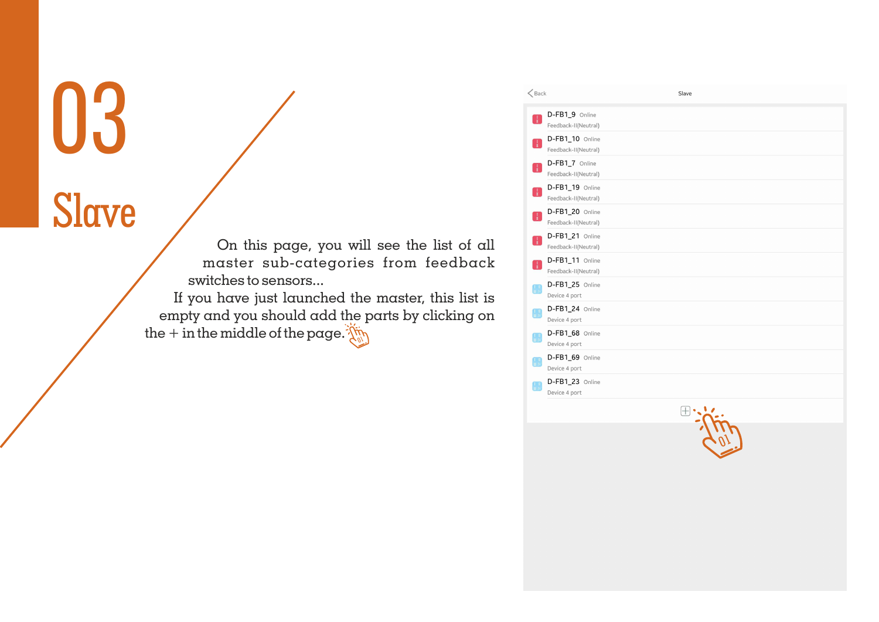# 03

## Slave

On this page, you will see the list of all master sub-categories from feedback switches to sensors...
If you have just launched the master, this list is empty and you should add the parts by clicking on the + in the middle of the page.

Back | Slave

- D-FB1_9 Online — Feedback-II(Neutral)
- D-FB1_10 Online — Feedback-II(Neutral)
- D-FB1_7 Online — Feedback-II(Neutral)
- D-FB1_19 Online — Feedback-II(Neutral)
- D-FB1_20 Online — Feedback-II(Neutral)
- D-FB1_21 Online — Feedback-II(Neutral)
- D-FB1_11 Online — Feedback-II(Neutral)
- D-FB1_25 Online — Device 4 port
- D-FB1_24 Online — Device 4 port
- D-FB1_68 Online — Device 4 port
- D-FB1_69 Online — Device 4 port
- D-FB1_23 Online — Device 4 port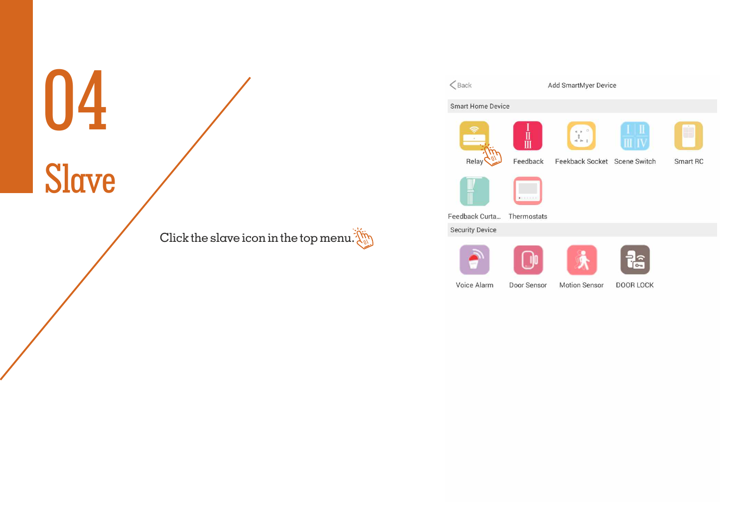# 04

## Slave

Click the slave icon in the top menu.

Back

Add SmartMyer Device

Smart Home Device

Relay

Feedback

Feekback Socket

Scene Switch

Smart RC

Feedback Curta...

Thermostats

Security Device

Voice Alarm

Door Sensor

Motion Sensor

DOOR LOCK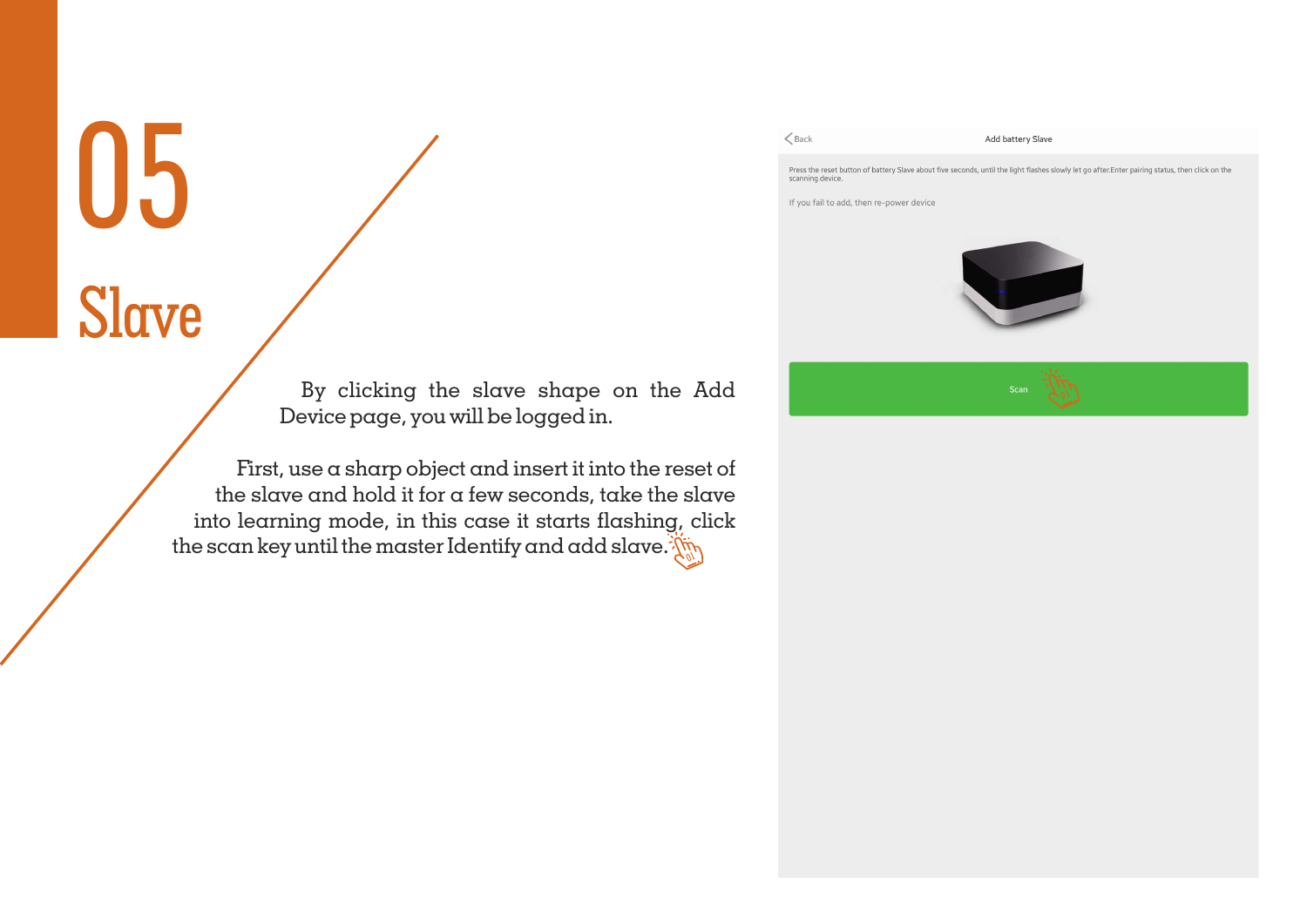# 05

## Slave

By clicking the slave shape on the Add Device page, you will be logged in.

First, use a sharp object and insert it into the reset of the slave and hold it for a few seconds, take the slave into learning mode, in this case it starts flashing, click the scan key until the master Identify and add slave.

Back

Add battery Slave

Press the reset button of battery Slave about five seconds, until the light flashes slowly let go after.Enter pairing status, then click on the scanning device.

If you fail to add, then re-power device

Scan